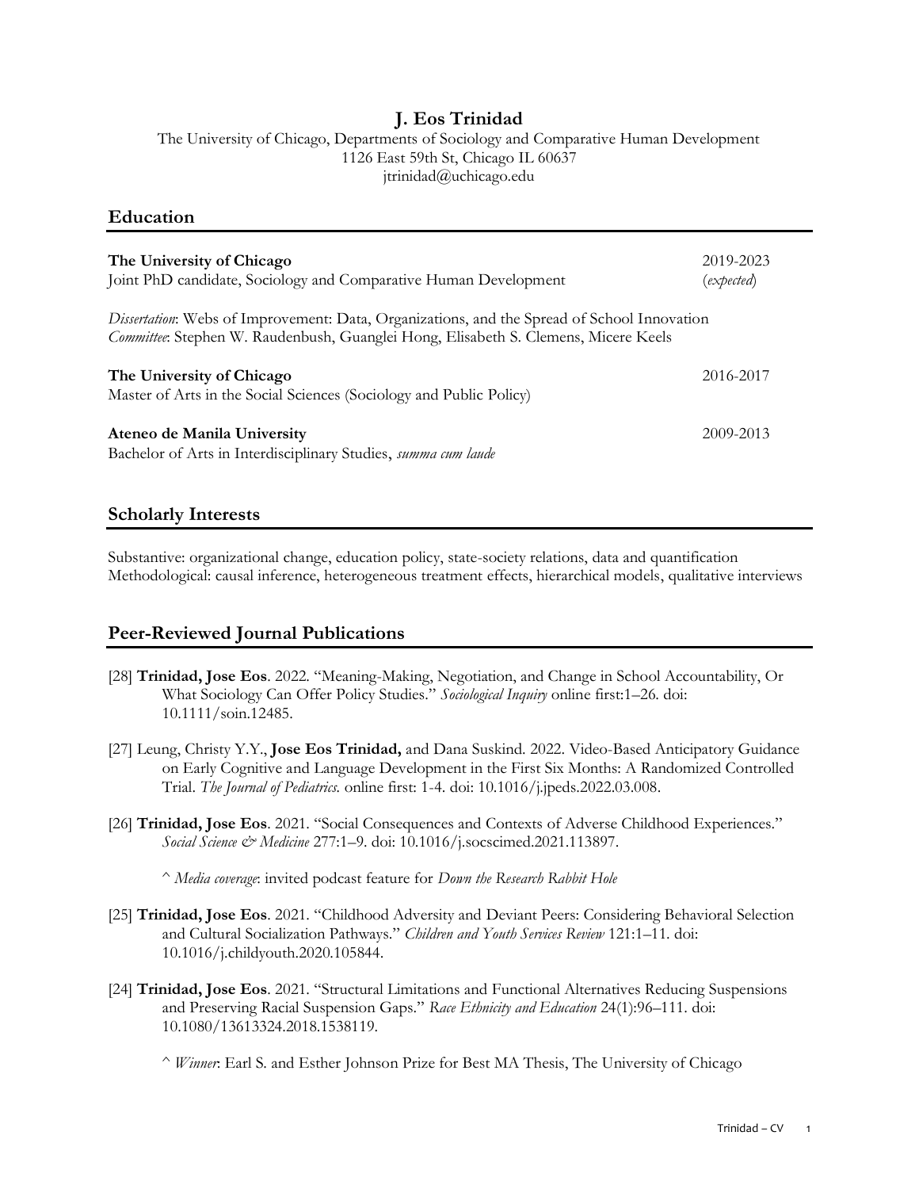# J. Eos Trinidad

The University of Chicago, Departments of Sociology and Comparative Human Development
1126 East 59th St, Chicago IL 60637
jtrinidad@uchicago.edu

## Education

**The University of Chicago** — 2019-2023 (*expected*)
Joint PhD candidate, Sociology and Comparative Human Development

*Dissertation*: Webs of Improvement: Data, Organizations, and the Spread of School Innovation
*Committee*: Stephen W. Raudenbush, Guanglei Hong, Elisabeth S. Clemens, Micere Keels

**The University of Chicago** — 2016-2017
Master of Arts in the Social Sciences (Sociology and Public Policy)

**Ateneo de Manila University** — 2009-2013
Bachelor of Arts in Interdisciplinary Studies, *summa cum laude*

## Scholarly Interests

Substantive: organizational change, education policy, state-society relations, data and quantification
Methodological: causal inference, heterogeneous treatment effects, hierarchical models, qualitative interviews

## Peer-Reviewed Journal Publications

[28] **Trinidad, Jose Eos**. 2022. "Meaning-Making, Negotiation, and Change in School Accountability, Or What Sociology Can Offer Policy Studies." *Sociological Inquiry* online first:1–26. doi: 10.1111/soin.12485.

[27] Leung, Christy Y.Y., **Jose Eos Trinidad,** and Dana Suskind. 2022. Video-Based Anticipatory Guidance on Early Cognitive and Language Development in the First Six Months: A Randomized Controlled Trial. *The Journal of Pediatrics.* online first: 1-4. doi: 10.1016/j.jpeds.2022.03.008.

[26] **Trinidad, Jose Eos**. 2021. "Social Consequences and Contexts of Adverse Childhood Experiences." *Social Science & Medicine* 277:1–9. doi: 10.1016/j.socscimed.2021.113897.

^ *Media coverage*: invited podcast feature for *Down the Research Rabbit Hole*

[25] **Trinidad, Jose Eos**. 2021. "Childhood Adversity and Deviant Peers: Considering Behavioral Selection and Cultural Socialization Pathways." *Children and Youth Services Review* 121:1–11. doi: 10.1016/j.childyouth.2020.105844.

[24] **Trinidad, Jose Eos**. 2021. "Structural Limitations and Functional Alternatives Reducing Suspensions and Preserving Racial Suspension Gaps." *Race Ethnicity and Education* 24(1):96–111. doi: 10.1080/13613324.2018.1538119.

^ *Winner*: Earl S. and Esther Johnson Prize for Best MA Thesis, The University of Chicago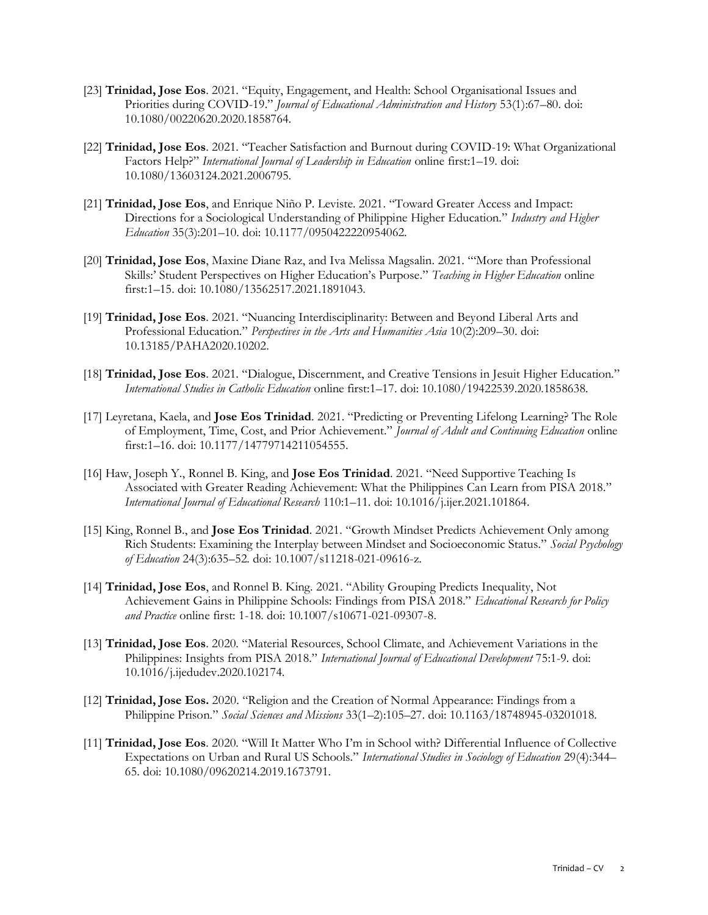[23] **Trinidad, Jose Eos**. 2021. "Equity, Engagement, and Health: School Organisational Issues and Priorities during COVID-19." *Journal of Educational Administration and History* 53(1):67–80. doi: 10.1080/00220620.2020.1858764.

[22] **Trinidad, Jose Eos**. 2021. "Teacher Satisfaction and Burnout during COVID-19: What Organizational Factors Help?" *International Journal of Leadership in Education* online first:1–19. doi: 10.1080/13603124.2021.2006795.

[21] **Trinidad, Jose Eos**, and Enrique Niño P. Leviste. 2021. "Toward Greater Access and Impact: Directions for a Sociological Understanding of Philippine Higher Education." *Industry and Higher Education* 35(3):201–10. doi: 10.1177/0950422220954062.

[20] **Trinidad, Jose Eos**, Maxine Diane Raz, and Iva Melissa Magsalin. 2021. "'More than Professional Skills:' Student Perspectives on Higher Education's Purpose." *Teaching in Higher Education* online first:1–15. doi: 10.1080/13562517.2021.1891043.

[19] **Trinidad, Jose Eos**. 2021. "Nuancing Interdisciplinarity: Between and Beyond Liberal Arts and Professional Education." *Perspectives in the Arts and Humanities Asia* 10(2):209–30. doi: 10.13185/PAHA2020.10202.

[18] **Trinidad, Jose Eos**. 2021. "Dialogue, Discernment, and Creative Tensions in Jesuit Higher Education." *International Studies in Catholic Education* online first:1–17. doi: 10.1080/19422539.2020.1858638.

[17] Leyretana, Kaela, and **Jose Eos Trinidad**. 2021. "Predicting or Preventing Lifelong Learning? The Role of Employment, Time, Cost, and Prior Achievement." *Journal of Adult and Continuing Education* online first:1–16. doi: 10.1177/14779714211054555.

[16] Haw, Joseph Y., Ronnel B. King, and **Jose Eos Trinidad**. 2021. "Need Supportive Teaching Is Associated with Greater Reading Achievement: What the Philippines Can Learn from PISA 2018." *International Journal of Educational Research* 110:1–11. doi: 10.1016/j.ijer.2021.101864.

[15] King, Ronnel B., and **Jose Eos Trinidad**. 2021. "Growth Mindset Predicts Achievement Only among Rich Students: Examining the Interplay between Mindset and Socioeconomic Status." *Social Psychology of Education* 24(3):635–52. doi: 10.1007/s11218-021-09616-z.

[14] **Trinidad, Jose Eos**, and Ronnel B. King. 2021. "Ability Grouping Predicts Inequality, Not Achievement Gains in Philippine Schools: Findings from PISA 2018." *Educational Research for Policy and Practice* online first: 1-18. doi: 10.1007/s10671-021-09307-8.

[13] **Trinidad, Jose Eos**. 2020. "Material Resources, School Climate, and Achievement Variations in the Philippines: Insights from PISA 2018." *International Journal of Educational Development* 75:1-9. doi: 10.1016/j.ijedudev.2020.102174.

[12] **Trinidad, Jose Eos.** 2020. "Religion and the Creation of Normal Appearance: Findings from a Philippine Prison." *Social Sciences and Missions* 33(1–2):105–27. doi: 10.1163/18748945-03201018.

[11] **Trinidad, Jose Eos**. 2020. "Will It Matter Who I'm in School with? Differential Influence of Collective Expectations on Urban and Rural US Schools." *International Studies in Sociology of Education* 29(4):344–65. doi: 10.1080/09620214.2019.1673791.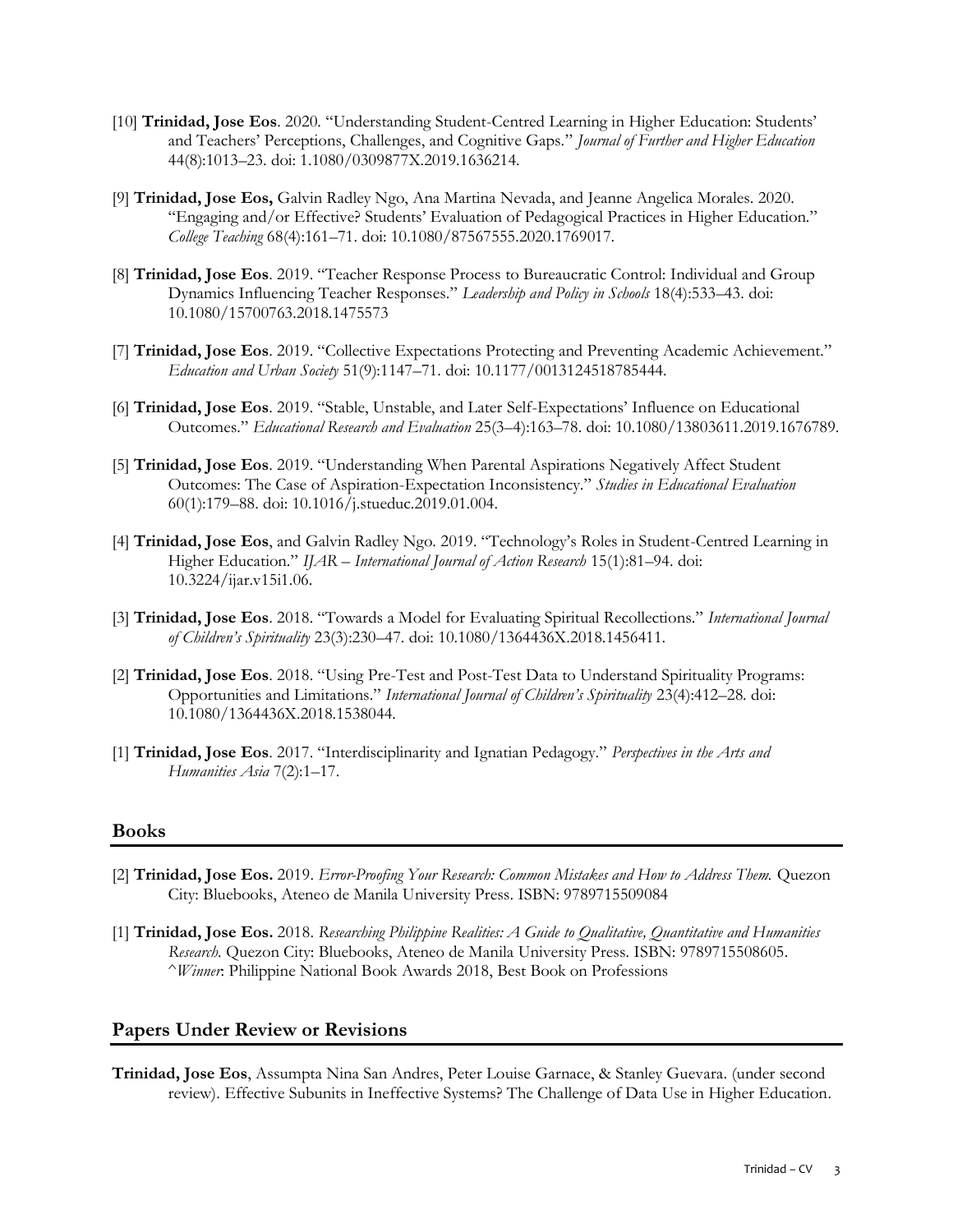[10] **Trinidad, Jose Eos**. 2020. "Understanding Student-Centred Learning in Higher Education: Students' and Teachers' Perceptions, Challenges, and Cognitive Gaps." *Journal of Further and Higher Education* 44(8):1013–23. doi: 1.1080/0309877X.2019.1636214.

[9] **Trinidad, Jose Eos,** Galvin Radley Ngo, Ana Martina Nevada, and Jeanne Angelica Morales. 2020. "Engaging and/or Effective? Students' Evaluation of Pedagogical Practices in Higher Education." *College Teaching* 68(4):161–71. doi: 10.1080/87567555.2020.1769017.

[8] **Trinidad, Jose Eos**. 2019. "Teacher Response Process to Bureaucratic Control: Individual and Group Dynamics Influencing Teacher Responses." *Leadership and Policy in Schools* 18(4):533–43. doi: 10.1080/15700763.2018.1475573

[7] **Trinidad, Jose Eos**. 2019. "Collective Expectations Protecting and Preventing Academic Achievement." *Education and Urban Society* 51(9):1147–71. doi: 10.1177/0013124518785444.

[6] **Trinidad, Jose Eos**. 2019. "Stable, Unstable, and Later Self-Expectations' Influence on Educational Outcomes." *Educational Research and Evaluation* 25(3–4):163–78. doi: 10.1080/13803611.2019.1676789.

[5] **Trinidad, Jose Eos**. 2019. "Understanding When Parental Aspirations Negatively Affect Student Outcomes: The Case of Aspiration-Expectation Inconsistency." *Studies in Educational Evaluation* 60(1):179–88. doi: 10.1016/j.stueduc.2019.01.004.

[4] **Trinidad, Jose Eos**, and Galvin Radley Ngo. 2019. "Technology's Roles in Student-Centred Learning in Higher Education." *IJAR – International Journal of Action Research* 15(1):81–94. doi: 10.3224/ijar.v15i1.06.

[3] **Trinidad, Jose Eos**. 2018. "Towards a Model for Evaluating Spiritual Recollections." *International Journal of Children's Spirituality* 23(3):230–47. doi: 10.1080/1364436X.2018.1456411.

[2] **Trinidad, Jose Eos**. 2018. "Using Pre-Test and Post-Test Data to Understand Spirituality Programs: Opportunities and Limitations." *International Journal of Children's Spirituality* 23(4):412–28. doi: 10.1080/1364436X.2018.1538044.

[1] **Trinidad, Jose Eos**. 2017. "Interdisciplinarity and Ignatian Pedagogy." *Perspectives in the Arts and Humanities Asia* 7(2):1–17.

## Books

[2] **Trinidad, Jose Eos.** 2019. *Error-Proofing Your Research: Common Mistakes and How to Address Them.* Quezon City: Bluebooks, Ateneo de Manila University Press. ISBN: 9789715509084

[1] **Trinidad, Jose Eos.** 2018. *Researching Philippine Realities: A Guide to Qualitative, Quantitative and Humanities Research.* Quezon City: Bluebooks, Ateneo de Manila University Press. ISBN: 9789715508605. ^*Winner*: Philippine National Book Awards 2018, Best Book on Professions

## Papers Under Review or Revisions

**Trinidad, Jose Eos**, Assumpta Nina San Andres, Peter Louise Garnace, & Stanley Guevara. (under second review). Effective Subunits in Ineffective Systems? The Challenge of Data Use in Higher Education.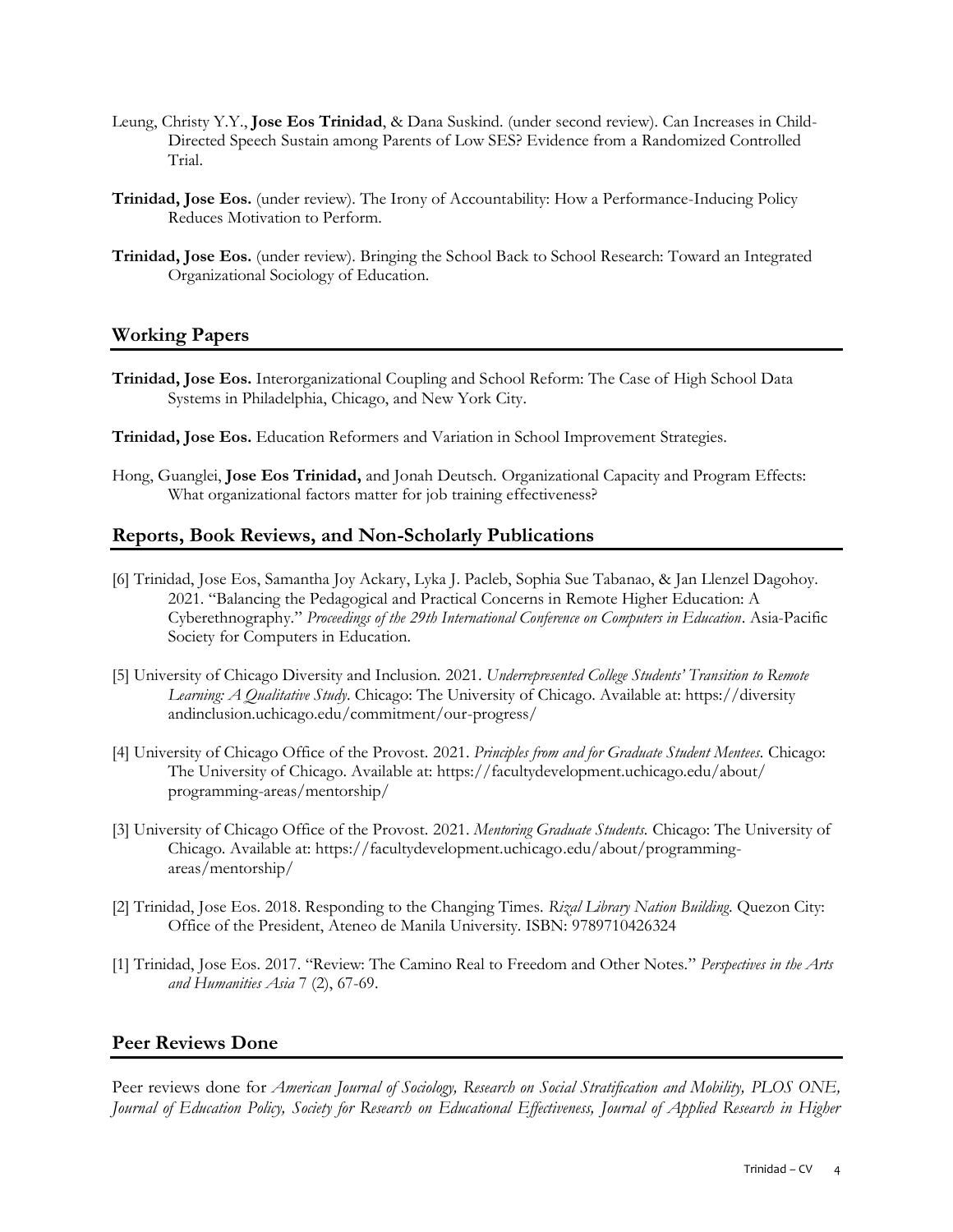Leung, Christy Y.Y., **Jose Eos Trinidad**, & Dana Suskind. (under second review). Can Increases in Child-Directed Speech Sustain among Parents of Low SES? Evidence from a Randomized Controlled Trial.

**Trinidad, Jose Eos.** (under review). The Irony of Accountability: How a Performance-Inducing Policy Reduces Motivation to Perform.

**Trinidad, Jose Eos.** (under review). Bringing the School Back to School Research: Toward an Integrated Organizational Sociology of Education.

## Working Papers

**Trinidad, Jose Eos.** Interorganizational Coupling and School Reform: The Case of High School Data Systems in Philadelphia, Chicago, and New York City.

**Trinidad, Jose Eos.** Education Reformers and Variation in School Improvement Strategies.

Hong, Guanglei, **Jose Eos Trinidad,** and Jonah Deutsch. Organizational Capacity and Program Effects: What organizational factors matter for job training effectiveness?

## Reports, Book Reviews, and Non-Scholarly Publications

[6] Trinidad, Jose Eos, Samantha Joy Ackary, Lyka J. Pacleb, Sophia Sue Tabanao, & Jan Llenzel Dagohoy. 2021. "Balancing the Pedagogical and Practical Concerns in Remote Higher Education: A Cyberethnography." *Proceedings of the 29th International Conference on Computers in Education*. Asia-Pacific Society for Computers in Education.

[5] University of Chicago Diversity and Inclusion. 2021. *Underrepresented College Students' Transition to Remote Learning: A Qualitative Study*. Chicago: The University of Chicago. Available at: https://diversity andinclusion.uchicago.edu/commitment/our-progress/

[4] University of Chicago Office of the Provost. 2021. *Principles from and for Graduate Student Mentees.* Chicago: The University of Chicago. Available at: https://facultydevelopment.uchicago.edu/about/ programming-areas/mentorship/

[3] University of Chicago Office of the Provost. 2021. *Mentoring Graduate Students.* Chicago: The University of Chicago. Available at: https://facultydevelopment.uchicago.edu/about/programming-areas/mentorship/

[2] Trinidad, Jose Eos. 2018. Responding to the Changing Times. *Rizal Library Nation Building*. Quezon City: Office of the President, Ateneo de Manila University. ISBN: 9789710426324

[1] Trinidad, Jose Eos. 2017. "Review: The Camino Real to Freedom and Other Notes." *Perspectives in the Arts and Humanities Asia* 7 (2), 67-69.

## Peer Reviews Done

Peer reviews done for *American Journal of Sociology, Research on Social Stratification and Mobility, PLOS ONE, Journal of Education Policy, Society for Research on Educational Effectiveness, Journal of Applied Research in Higher*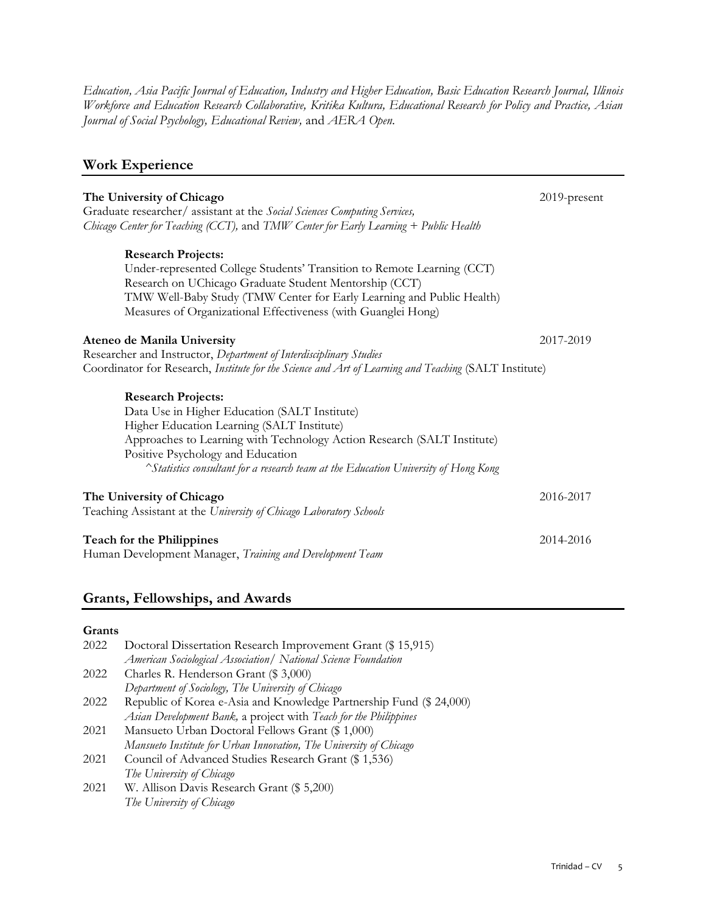*Education, Asia Pacific Journal of Education, Industry and Higher Education, Basic Education Research Journal, Illinois Workforce and Education Research Collaborative, Kritika Kultura, Educational Research for Policy and Practice, Asian Journal of Social Psychology, Educational Review,* and *AERA Open.*

## Work Experience

**The University of Chicago** 2019-present
Graduate researcher/ assistant at the *Social Sciences Computing Services, Chicago Center for Teaching (CCT),* and *TMW Center for Early Learning + Public Health*

**Research Projects:**
Under-represented College Students' Transition to Remote Learning (CCT)
Research on UChicago Graduate Student Mentorship (CCT)
TMW Well-Baby Study (TMW Center for Early Learning and Public Health)
Measures of Organizational Effectiveness (with Guanglei Hong)

**Ateneo de Manila University** 2017-2019
Researcher and Instructor, *Department of Interdisciplinary Studies*
Coordinator for Research, *Institute for the Science and Art of Learning and Teaching* (SALT Institute)

**Research Projects:**
Data Use in Higher Education (SALT Institute)
Higher Education Learning (SALT Institute)
Approaches to Learning with Technology Action Research (SALT Institute)
Positive Psychology and Education
^*Statistics consultant for a research team at the Education University of Hong Kong*

**The University of Chicago** 2016-2017
Teaching Assistant at the *University of Chicago Laboratory Schools*

**Teach for the Philippines** 2014-2016
Human Development Manager, *Training and Development Team*

## Grants, Fellowships, and Awards

**Grants**

2022 Doctoral Dissertation Research Improvement Grant ($ 15,915)
*American Sociological Association/ National Science Foundation*

2022 Charles R. Henderson Grant ($ 3,000)
*Department of Sociology, The University of Chicago*

2022 Republic of Korea e-Asia and Knowledge Partnership Fund ($ 24,000)
*Asian Development Bank,* a project with *Teach for the Philippines*

2021 Mansueto Urban Doctoral Fellows Grant ($ 1,000)
*Mansueto Institute for Urban Innovation, The University of Chicago*

2021 Council of Advanced Studies Research Grant ($ 1,536)
*The University of Chicago*

2021 W. Allison Davis Research Grant ($ 5,200)
*The University of Chicago*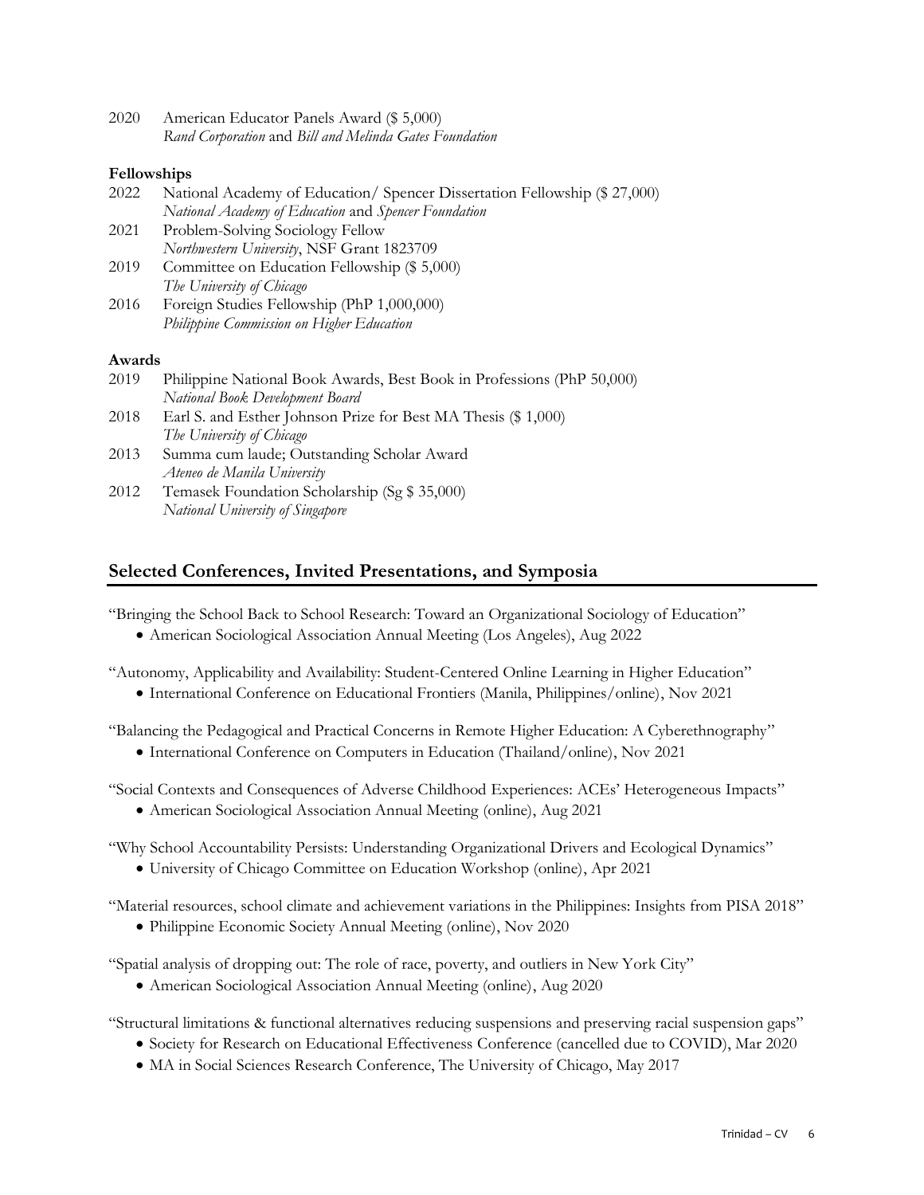2020 American Educator Panels Award ($ 5,000)
*Rand Corporation* and *Bill and Melinda Gates Foundation*

**Fellowships**

2022 National Academy of Education/ Spencer Dissertation Fellowship ($ 27,000)
*National Academy of Education* and *Spencer Foundation*

2021 Problem-Solving Sociology Fellow
*Northwestern University*, NSF Grant 1823709

2019 Committee on Education Fellowship ($ 5,000)
*The University of Chicago*

2016 Foreign Studies Fellowship (PhP 1,000,000)
*Philippine Commission on Higher Education*

**Awards**

2019 Philippine National Book Awards, Best Book in Professions (PhP 50,000)
*National Book Development Board*

2018 Earl S. and Esther Johnson Prize for Best MA Thesis ($ 1,000)
*The University of Chicago*

2013 Summa cum laude; Outstanding Scholar Award
*Ateneo de Manila University*

2012 Temasek Foundation Scholarship (Sg $ 35,000)
*National University of Singapore*

## Selected Conferences, Invited Presentations, and Symposia

"Bringing the School Back to School Research: Toward an Organizational Sociology of Education"

- American Sociological Association Annual Meeting (Los Angeles), Aug 2022

"Autonomy, Applicability and Availability: Student-Centered Online Learning in Higher Education"

- International Conference on Educational Frontiers (Manila, Philippines/online), Nov 2021

"Balancing the Pedagogical and Practical Concerns in Remote Higher Education: A Cyberethnography"

- International Conference on Computers in Education (Thailand/online), Nov 2021

"Social Contexts and Consequences of Adverse Childhood Experiences: ACEs' Heterogeneous Impacts"

- American Sociological Association Annual Meeting (online), Aug 2021

"Why School Accountability Persists: Understanding Organizational Drivers and Ecological Dynamics"

- University of Chicago Committee on Education Workshop (online), Apr 2021

"Material resources, school climate and achievement variations in the Philippines: Insights from PISA 2018"

- Philippine Economic Society Annual Meeting (online), Nov 2020

"Spatial analysis of dropping out: The role of race, poverty, and outliers in New York City"

- American Sociological Association Annual Meeting (online), Aug 2020

"Structural limitations & functional alternatives reducing suspensions and preserving racial suspension gaps"

- Society for Research on Educational Effectiveness Conference (cancelled due to COVID), Mar 2020
- MA in Social Sciences Research Conference, The University of Chicago, May 2017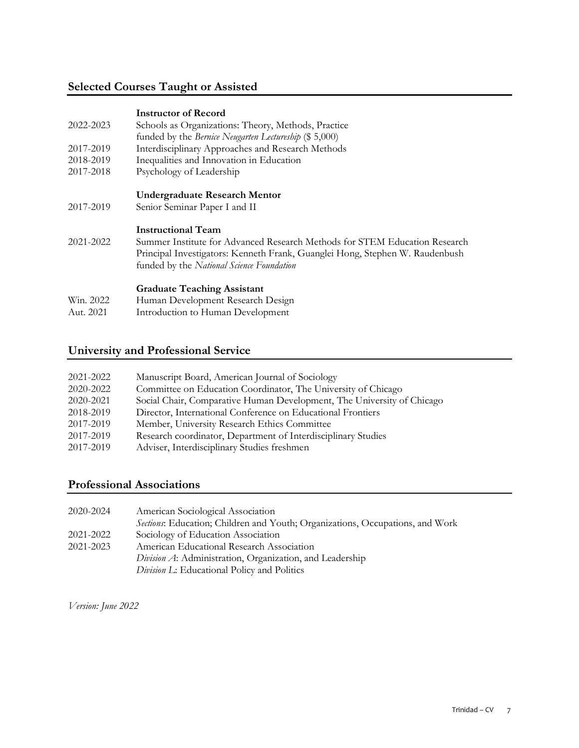## Selected Courses Taught or Assisted

| | |
|---|---|
| | **Instructor of Record** |
| 2022-2023 | Schools as Organizations: Theory, Methods, Practice<br>funded by the *Bernice Neugarten Lectureship* ($ 5,000) |
| 2017-2019 | Interdisciplinary Approaches and Research Methods |
| 2018-2019 | Inequalities and Innovation in Education |
| 2017-2018 | Psychology of Leadership |
| | **Undergraduate Research Mentor** |
| 2017-2019 | Senior Seminar Paper I and II |
| | **Instructional Team** |
| 2021-2022 | Summer Institute for Advanced Research Methods for STEM Education Research<br>Principal Investigators: Kenneth Frank, Guanglei Hong, Stephen W. Raudenbush<br>funded by the *National Science Foundation* |
| | **Graduate Teaching Assistant** |
| Win. 2022 | Human Development Research Design |
| Aut. 2021 | Introduction to Human Development |

## University and Professional Service

| | |
|---|---|
| 2021-2022 | Manuscript Board, American Journal of Sociology |
| 2020-2022 | Committee on Education Coordinator, The University of Chicago |
| 2020-2021 | Social Chair, Comparative Human Development, The University of Chicago |
| 2018-2019 | Director, International Conference on Educational Frontiers |
| 2017-2019 | Member, University Research Ethics Committee |
| 2017-2019 | Research coordinator, Department of Interdisciplinary Studies |
| 2017-2019 | Adviser, Interdisciplinary Studies freshmen |

## Professional Associations

| | |
|---|---|
| 2020-2024 | American Sociological Association<br>*Sections*: Education; Children and Youth; Organizations, Occupations, and Work |
| 2021-2022 | Sociology of Education Association |
| 2021-2023 | American Educational Research Association<br>*Division A*: Administration, Organization, and Leadership<br>*Division L*: Educational Policy and Politics |

*Version: June 2022*